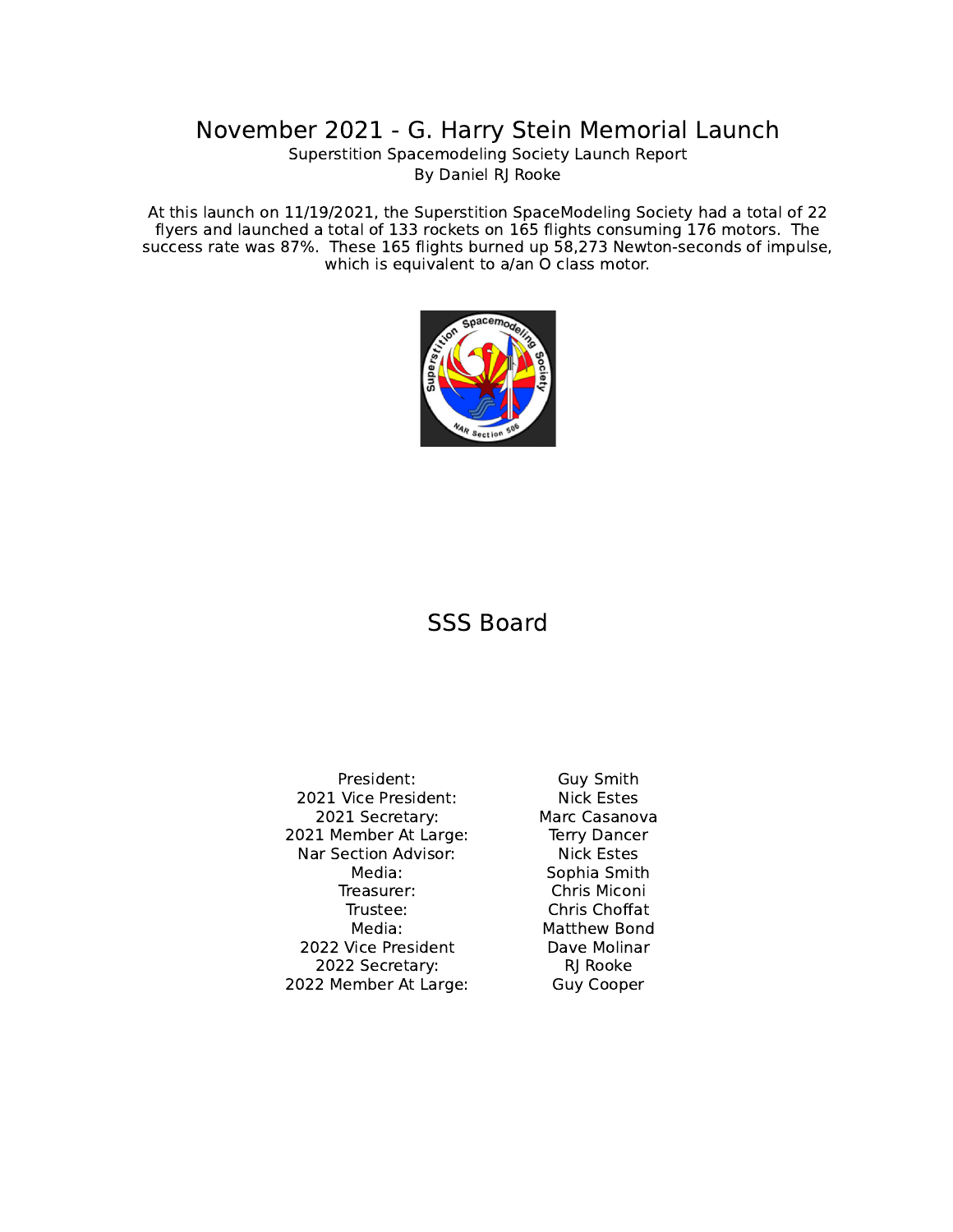# November 2021 - G. Harry Stein Memorial Launch

Superstition Spacemodeling Society Launch Report

By Daniel RJ Rooke

At this launch on 11/19/2021, the Superstition SpaceModeling Society had a total of 22 flyers and launched a total of 133 rockets on 165 flights consuming 176 motors. The success rate was 87%. These 165 flights burned up 58,273 Newton-seconds of impulse, which is equivalent to a/an O class motor.

## SSS Board

| | |
|---|---|
| President: | Guy Smith |
| 2021 Vice President: | Nick Estes |
| 2021 Secretary: | Marc Casanova |
| 2021 Member At Large: | Terry Dancer |
| Nar Section Advisor: | Nick Estes |
| Media: | Sophia Smith |
| Treasurer: | Chris Miconi |
| Trustee: | Chris Choffat |
| Media: | Matthew Bond |
| 2022 Vice President | Dave Molinar |
| 2022 Secretary: | RJ Rooke |
| 2022 Member At Large: | Guy Cooper |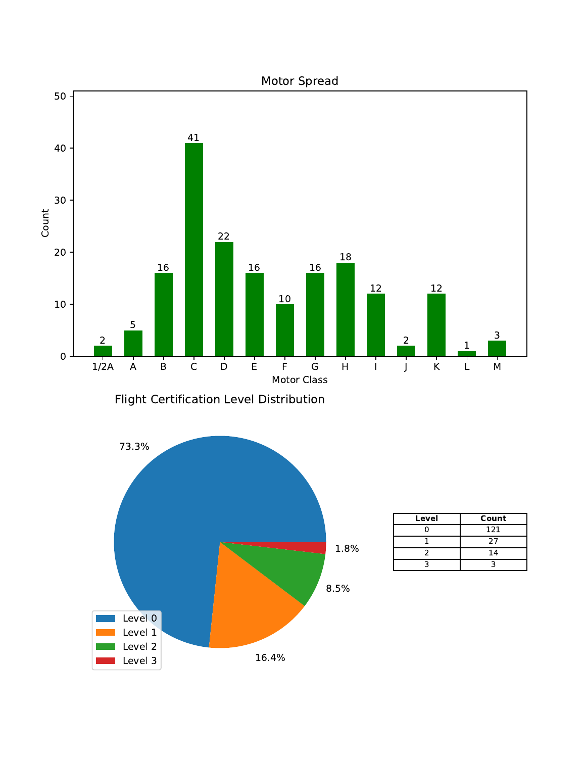## Motor Spread

| Motor Class | Count |
|---|---|
| 1/2A | 2 |
| A | 5 |
| B | 16 |
| C | 41 |
| D | 22 |
| E | 16 |
| F | 10 |
| G | 16 |
| H | 18 |
| I | 12 |
| J | 2 |
| K | 12 |
| L | 1 |
| M | 3 |

## Flight Certification Level Distribution

| Level | Percentage |
|---|---|
| Level 0 | 73.3% |
| Level 1 | 16.4% |
| Level 2 | 8.5% |
| Level 3 | 1.8% |

| Level | Count |
|---|---|
| 0 | 121 |
| 1 | 27 |
| 2 | 14 |
| 3 | 3 |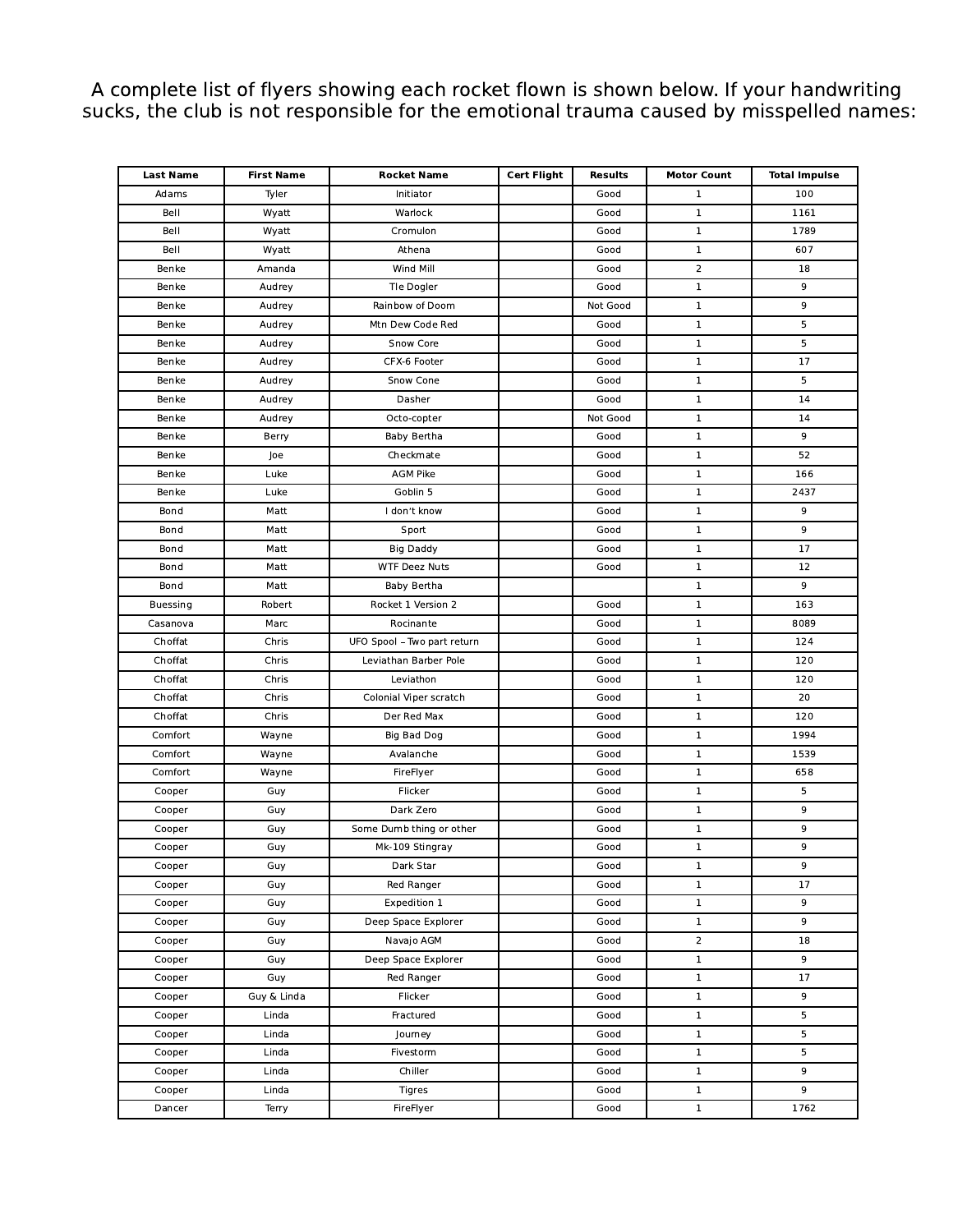A complete list of flyers showing each rocket flown is shown below. If your handwriting sucks, the club is not responsible for the emotional trauma caused by misspelled names:

| Last Name | First Name | Rocket Name | Cert Flight | Results | Motor Count | Total Impulse |
|---|---|---|---|---|---|---|
| Adams | Tyler | Initiator | | Good | 1 | 100 |
| Bell | Wyatt | Warlock | | Good | 1 | 1161 |
| Bell | Wyatt | Cromulon | | Good | 1 | 1789 |
| Bell | Wyatt | Athena | | Good | 1 | 607 |
| Benke | Amanda | Wind Mill | | Good | 2 | 18 |
| Benke | Audrey | Tle Dogler | | Good | 1 | 9 |
| Benke | Audrey | Rainbow of Doom | | Not Good | 1 | 9 |
| Benke | Audrey | Mtn Dew Code Red | | Good | 1 | 5 |
| Benke | Audrey | Snow Core | | Good | 1 | 5 |
| Benke | Audrey | CFX-6 Footer | | Good | 1 | 17 |
| Benke | Audrey | Snow Cone | | Good | 1 | 5 |
| Benke | Audrey | Dasher | | Good | 1 | 14 |
| Benke | Audrey | Octo-copter | | Not Good | 1 | 14 |
| Benke | Berry | Baby Bertha | | Good | 1 | 9 |
| Benke | Joe | Checkmate | | Good | 1 | 52 |
| Benke | Luke | AGM Pike | | Good | 1 | 166 |
| Benke | Luke | Goblin 5 | | Good | 1 | 2437 |
| Bond | Matt | I don't know | | Good | 1 | 9 |
| Bond | Matt | Sport | | Good | 1 | 9 |
| Bond | Matt | Big Daddy | | Good | 1 | 17 |
| Bond | Matt | WTF Deez Nuts | | Good | 1 | 12 |
| Bond | Matt | Baby Bertha | | | 1 | 9 |
| Buessing | Robert | Rocket 1 Version 2 | | Good | 1 | 163 |
| Casanova | Marc | Rocinante | | Good | 1 | 8089 |
| Choffat | Chris | UFO Spool – Two part return | | Good | 1 | 124 |
| Choffat | Chris | Leviathan Barber Pole | | Good | 1 | 120 |
| Choffat | Chris | Leviathon | | Good | 1 | 120 |
| Choffat | Chris | Colonial Viper scratch | | Good | 1 | 20 |
| Choffat | Chris | Der Red Max | | Good | 1 | 120 |
| Comfort | Wayne | Big Bad Dog | | Good | 1 | 1994 |
| Comfort | Wayne | Avalanche | | Good | 1 | 1539 |
| Comfort | Wayne | FireFlyer | | Good | 1 | 658 |
| Cooper | Guy | Flicker | | Good | 1 | 5 |
| Cooper | Guy | Dark Zero | | Good | 1 | 9 |
| Cooper | Guy | Some Dumb thing or other | | Good | 1 | 9 |
| Cooper | Guy | Mk-109 Stingray | | Good | 1 | 9 |
| Cooper | Guy | Dark Star | | Good | 1 | 9 |
| Cooper | Guy | Red Ranger | | Good | 1 | 17 |
| Cooper | Guy | Expedition 1 | | Good | 1 | 9 |
| Cooper | Guy | Deep Space Explorer | | Good | 1 | 9 |
| Cooper | Guy | Navajo AGM | | Good | 2 | 18 |
| Cooper | Guy | Deep Space Explorer | | Good | 1 | 9 |
| Cooper | Guy | Red Ranger | | Good | 1 | 17 |
| Cooper | Guy & Linda | Flicker | | Good | 1 | 9 |
| Cooper | Linda | Fractured | | Good | 1 | 5 |
| Cooper | Linda | Journey | | Good | 1 | 5 |
| Cooper | Linda | Fivestorm | | Good | 1 | 5 |
| Cooper | Linda | Chiller | | Good | 1 | 9 |
| Cooper | Linda | Tigres | | Good | 1 | 9 |
| Dancer | Terry | FireFlyer | | Good | 1 | 1762 |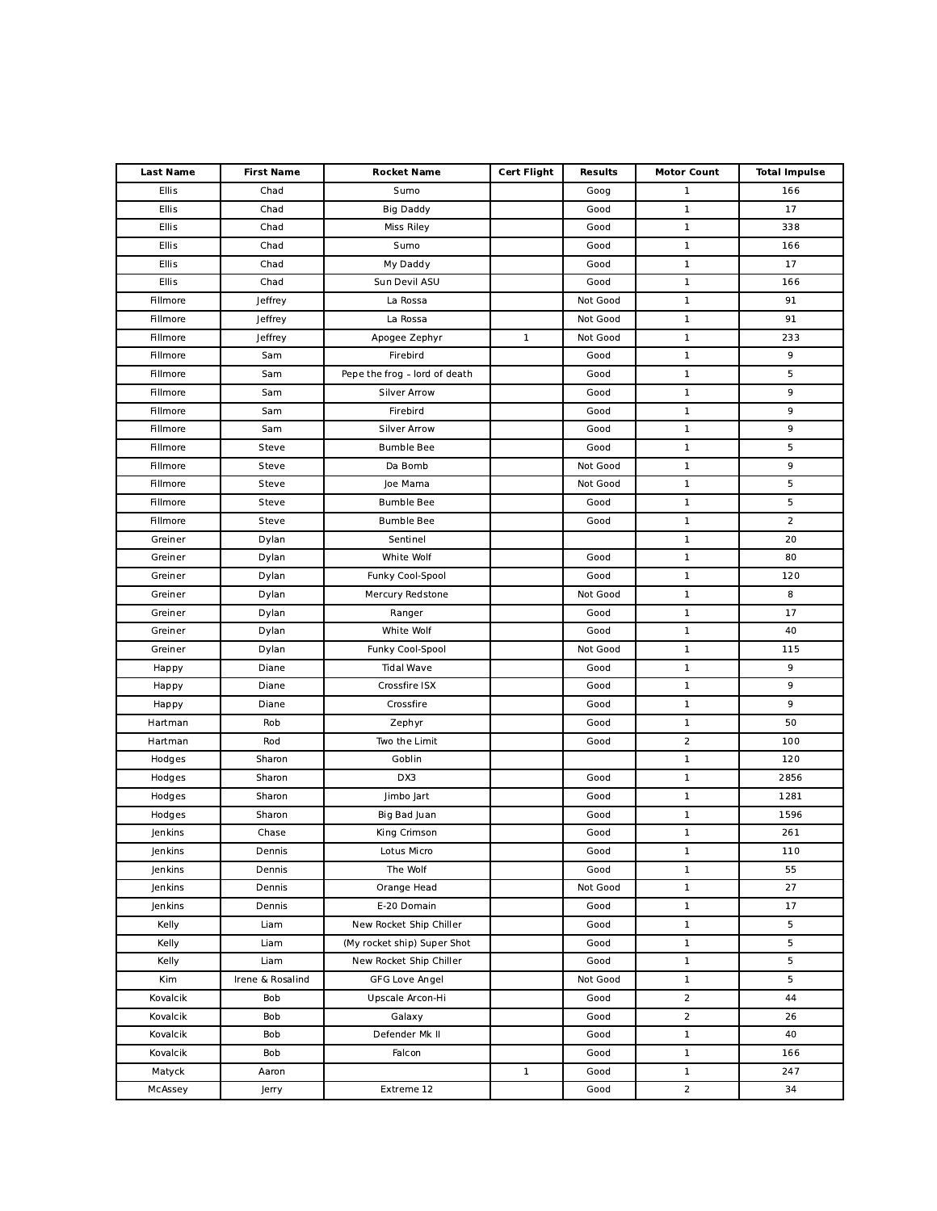| Last Name | First Name | Rocket Name | Cert Flight | Results | Motor Count | Total Impulse |
|---|---|---|---|---|---|---|
| Ellis | Chad | Sumo | | Goog | 1 | 166 |
| Ellis | Chad | Big Daddy | | Good | 1 | 17 |
| Ellis | Chad | Miss Riley | | Good | 1 | 338 |
| Ellis | Chad | Sumo | | Good | 1 | 166 |
| Ellis | Chad | My Daddy | | Good | 1 | 17 |
| Ellis | Chad | Sun Devil ASU | | Good | 1 | 166 |
| Fillmore | Jeffrey | La Rossa | | Not Good | 1 | 91 |
| Fillmore | Jeffrey | La Rossa | | Not Good | 1 | 91 |
| Fillmore | Jeffrey | Apogee Zephyr | 1 | Not Good | 1 | 233 |
| Fillmore | Sam | Firebird | | Good | 1 | 9 |
| Fillmore | Sam | Pepe the frog – lord of death | | Good | 1 | 5 |
| Fillmore | Sam | Silver Arrow | | Good | 1 | 9 |
| Fillmore | Sam | Firebird | | Good | 1 | 9 |
| Fillmore | Sam | Silver Arrow | | Good | 1 | 9 |
| Fillmore | Steve | Bumble Bee | | Good | 1 | 5 |
| Fillmore | Steve | Da Bomb | | Not Good | 1 | 9 |
| Fillmore | Steve | Joe Mama | | Not Good | 1 | 5 |
| Fillmore | Steve | Bumble Bee | | Good | 1 | 5 |
| Fillmore | Steve | Bumble Bee | | Good | 1 | 2 |
| Greiner | Dylan | Sentinel | | | 1 | 20 |
| Greiner | Dylan | White Wolf | | Good | 1 | 80 |
| Greiner | Dylan | Funky Cool-Spool | | Good | 1 | 120 |
| Greiner | Dylan | Mercury Redstone | | Not Good | 1 | 8 |
| Greiner | Dylan | Ranger | | Good | 1 | 17 |
| Greiner | Dylan | White Wolf | | Good | 1 | 40 |
| Greiner | Dylan | Funky Cool-Spool | | Not Good | 1 | 115 |
| Happy | Diane | Tidal Wave | | Good | 1 | 9 |
| Happy | Diane | Crossfire ISX | | Good | 1 | 9 |
| Happy | Diane | Crossfire | | Good | 1 | 9 |
| Hartman | Rob | Zephyr | | Good | 1 | 50 |
| Hartman | Rod | Two the Limit | | Good | 2 | 100 |
| Hodges | Sharon | Goblin | | | 1 | 120 |
| Hodges | Sharon | DX3 | | Good | 1 | 2856 |
| Hodges | Sharon | Jimbo Jart | | Good | 1 | 1281 |
| Hodges | Sharon | Big Bad Juan | | Good | 1 | 1596 |
| Jenkins | Chase | King Crimson | | Good | 1 | 261 |
| Jenkins | Dennis | Lotus Micro | | Good | 1 | 110 |
| Jenkins | Dennis | The Wolf | | Good | 1 | 55 |
| Jenkins | Dennis | Orange Head | | Not Good | 1 | 27 |
| Jenkins | Dennis | E-20 Domain | | Good | 1 | 17 |
| Kelly | Liam | New Rocket Ship Chiller | | Good | 1 | 5 |
| Kelly | Liam | (My rocket ship) Super Shot | | Good | 1 | 5 |
| Kelly | Liam | New Rocket Ship Chiller | | Good | 1 | 5 |
| Kim | Irene & Rosalind | GFG Love Angel | | Not Good | 1 | 5 |
| Kovalcik | Bob | Upscale Arcon-Hi | | Good | 2 | 44 |
| Kovalcik | Bob | Galaxy | | Good | 2 | 26 |
| Kovalcik | Bob | Defender Mk II | | Good | 1 | 40 |
| Kovalcik | Bob | Falcon | | Good | 1 | 166 |
| Matyck | Aaron | | 1 | Good | 1 | 247 |
| McAssey | Jerry | Extreme 12 | | Good | 2 | 34 |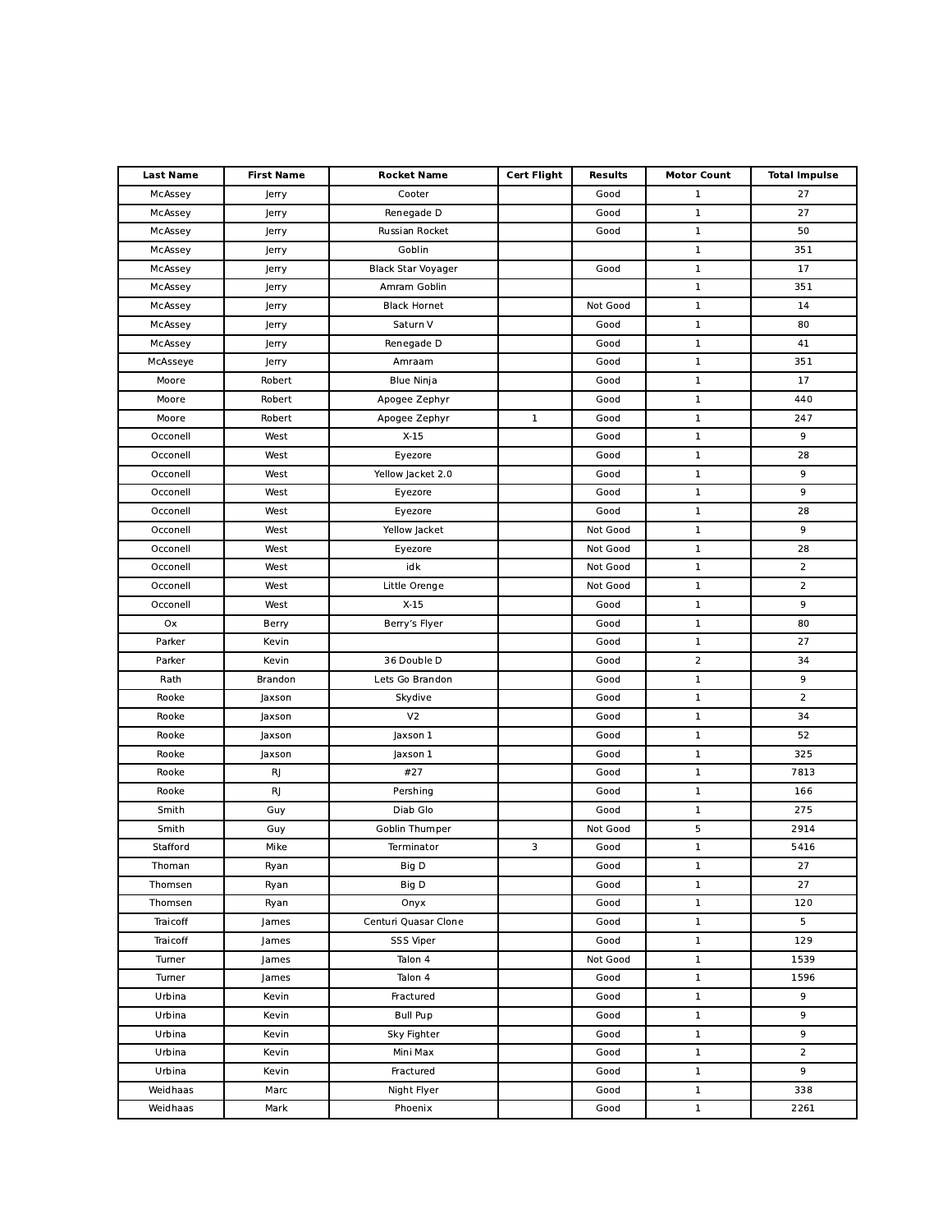| Last Name | First Name | Rocket Name | Cert Flight | Results | Motor Count | Total Impulse |
|---|---|---|---|---|---|---|
| McAssey | Jerry | Cooter | | Good | 1 | 27 |
| McAssey | Jerry | Renegade D | | Good | 1 | 27 |
| McAssey | Jerry | Russian Rocket | | Good | 1 | 50 |
| McAssey | Jerry | Goblin | | | 1 | 351 |
| McAssey | Jerry | Black Star Voyager | | Good | 1 | 17 |
| McAssey | Jerry | Amram Goblin | | | 1 | 351 |
| McAssey | Jerry | Black Hornet | | Not Good | 1 | 14 |
| McAssey | Jerry | Saturn V | | Good | 1 | 80 |
| McAssey | Jerry | Renegade D | | Good | 1 | 41 |
| McAsseye | Jerry | Amraam | | Good | 1 | 351 |
| Moore | Robert | Blue Ninja | | Good | 1 | 17 |
| Moore | Robert | Apogee Zephyr | | Good | 1 | 440 |
| Moore | Robert | Apogee Zephyr | 1 | Good | 1 | 247 |
| Occonell | West | X-15 | | Good | 1 | 9 |
| Occonell | West | Eyezore | | Good | 1 | 28 |
| Occonell | West | Yellow Jacket 2.0 | | Good | 1 | 9 |
| Occonell | West | Eyezore | | Good | 1 | 9 |
| Occonell | West | Eyezore | | Good | 1 | 28 |
| Occonell | West | Yellow Jacket | | Not Good | 1 | 9 |
| Occonell | West | Eyezore | | Not Good | 1 | 28 |
| Occonell | West | idk | | Not Good | 1 | 2 |
| Occonell | West | Little Orenge | | Not Good | 1 | 2 |
| Occonell | West | X-15 | | Good | 1 | 9 |
| Ox | Berry | Berry's Flyer | | Good | 1 | 80 |
| Parker | Kevin | | | Good | 1 | 27 |
| Parker | Kevin | 36 Double D | | Good | 2 | 34 |
| Rath | Brandon | Lets Go Brandon | | Good | 1 | 9 |
| Rooke | Jaxson | Skydive | | Good | 1 | 2 |
| Rooke | Jaxson | V2 | | Good | 1 | 34 |
| Rooke | Jaxson | Jaxson 1 | | Good | 1 | 52 |
| Rooke | Jaxson | Jaxson 1 | | Good | 1 | 325 |
| Rooke | RJ | #27 | | Good | 1 | 7813 |
| Rooke | RJ | Pershing | | Good | 1 | 166 |
| Smith | Guy | Diab Glo | | Good | 1 | 275 |
| Smith | Guy | Goblin Thumper | | Not Good | 5 | 2914 |
| Stafford | Mike | Terminator | 3 | Good | 1 | 5416 |
| Thoman | Ryan | Big D | | Good | 1 | 27 |
| Thomsen | Ryan | Big D | | Good | 1 | 27 |
| Thomsen | Ryan | Onyx | | Good | 1 | 120 |
| Traicoff | James | Centuri Quasar Clone | | Good | 1 | 5 |
| Traicoff | James | SSS Viper | | Good | 1 | 129 |
| Turner | James | Talon 4 | | Not Good | 1 | 1539 |
| Turner | James | Talon 4 | | Good | 1 | 1596 |
| Urbina | Kevin | Fractured | | Good | 1 | 9 |
| Urbina | Kevin | Bull Pup | | Good | 1 | 9 |
| Urbina | Kevin | Sky Fighter | | Good | 1 | 9 |
| Urbina | Kevin | Mini Max | | Good | 1 | 2 |
| Urbina | Kevin | Fractured | | Good | 1 | 9 |
| Weidhaas | Marc | Night Flyer | | Good | 1 | 338 |
| Weidhaas | Mark | Phoenix | | Good | 1 | 2261 |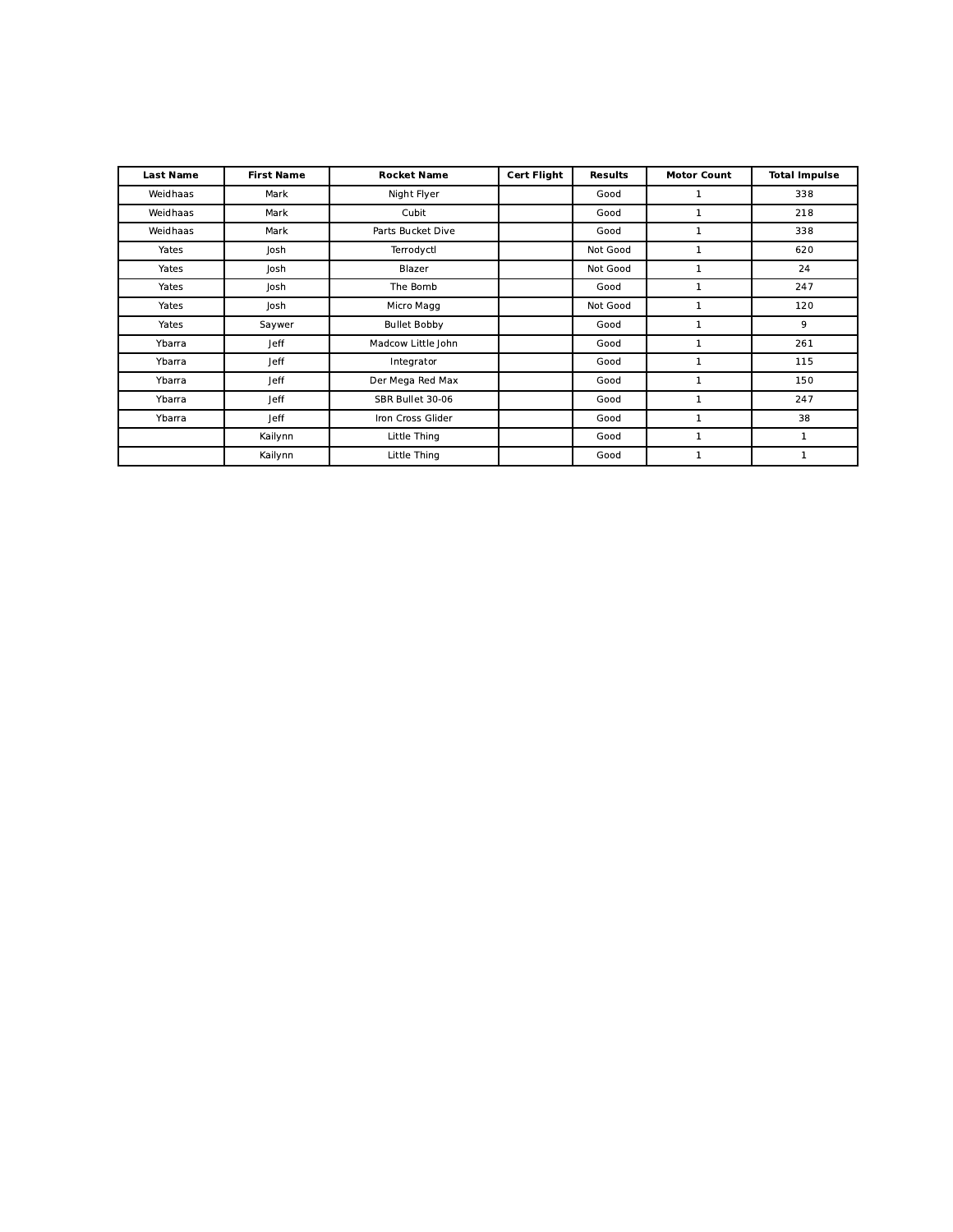| Last Name | First Name | Rocket Name | Cert Flight | Results | Motor Count | Total Impulse |
|---|---|---|---|---|---|---|
| Weidhaas | Mark | Night Flyer | | Good | 1 | 338 |
| Weidhaas | Mark | Cubit | | Good | 1 | 218 |
| Weidhaas | Mark | Parts Bucket Dive | | Good | 1 | 338 |
| Yates | Josh | Terrodyctl | | Not Good | 1 | 620 |
| Yates | Josh | Blazer | | Not Good | 1 | 24 |
| Yates | Josh | The Bomb | | Good | 1 | 247 |
| Yates | Josh | Micro Magg | | Not Good | 1 | 120 |
| Yates | Saywer | Bullet Bobby | | Good | 1 | 9 |
| Ybarra | Jeff | Madcow Little John | | Good | 1 | 261 |
| Ybarra | Jeff | Integrator | | Good | 1 | 115 |
| Ybarra | Jeff | Der Mega Red Max | | Good | 1 | 150 |
| Ybarra | Jeff | SBR Bullet 30-06 | | Good | 1 | 247 |
| Ybarra | Jeff | Iron Cross Glider | | Good | 1 | 38 |
| | Kailynn | Little Thing | | Good | 1 | 1 |
| | Kailynn | Little Thing | | Good | 1 | 1 |